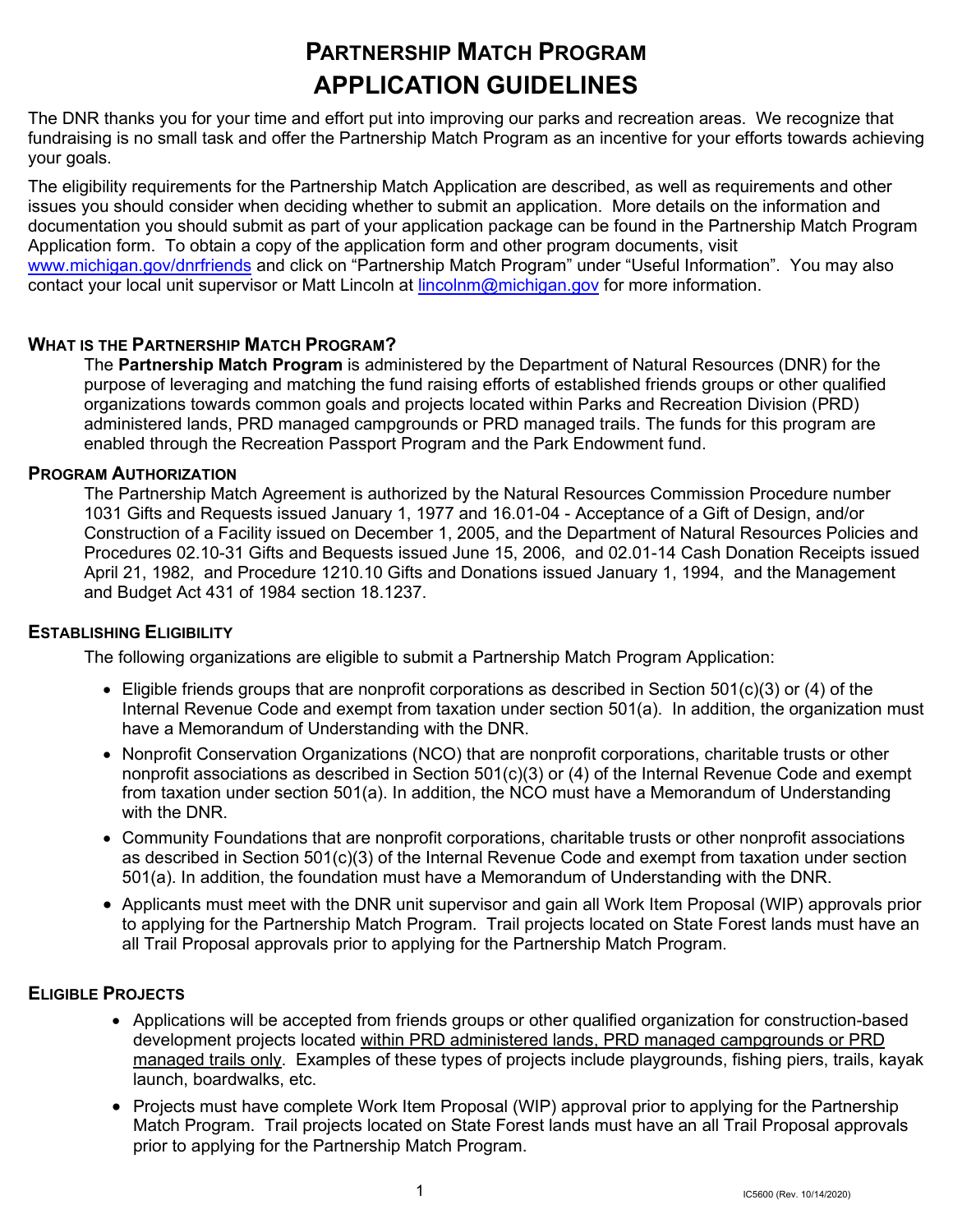# Partnership Match Program
# APPLICATION GUIDELINES

The DNR thanks you for your time and effort put into improving our parks and recreation areas. We recognize that fundraising is no small task and offer the Partnership Match Program as an incentive for your efforts towards achieving your goals.

The eligibility requirements for the Partnership Match Application are described, as well as requirements and other issues you should consider when deciding whether to submit an application. More details on the information and documentation you should submit as part of your application package can be found in the Partnership Match Program Application form. To obtain a copy of the application form and other program documents, visit www.michigan.gov/dnrfriends and click on "Partnership Match Program" under "Useful Information". You may also contact your local unit supervisor or Matt Lincoln at lincolnm@michigan.gov for more information.

## What is the Partnership Match Program?

The **Partnership Match Program** is administered by the Department of Natural Resources (DNR) for the purpose of leveraging and matching the fund raising efforts of established friends groups or other qualified organizations towards common goals and projects located within Parks and Recreation Division (PRD) administered lands, PRD managed campgrounds or PRD managed trails. The funds for this program are enabled through the Recreation Passport Program and the Park Endowment fund.

## Program Authorization

The Partnership Match Agreement is authorized by the Natural Resources Commission Procedure number 1031 Gifts and Requests issued January 1, 1977 and 16.01-04 - Acceptance of a Gift of Design, and/or Construction of a Facility issued on December 1, 2005, and the Department of Natural Resources Policies and Procedures 02.10-31 Gifts and Bequests issued June 15, 2006, and 02.01-14 Cash Donation Receipts issued April 21, 1982, and Procedure 1210.10 Gifts and Donations issued January 1, 1994, and the Management and Budget Act 431 of 1984 section 18.1237.

## Establishing Eligibility

The following organizations are eligible to submit a Partnership Match Program Application:

- Eligible friends groups that are nonprofit corporations as described in Section 501(c)(3) or (4) of the Internal Revenue Code and exempt from taxation under section 501(a). In addition, the organization must have a Memorandum of Understanding with the DNR.
- Nonprofit Conservation Organizations (NCO) that are nonprofit corporations, charitable trusts or other nonprofit associations as described in Section 501(c)(3) or (4) of the Internal Revenue Code and exempt from taxation under section 501(a). In addition, the NCO must have a Memorandum of Understanding with the DNR.
- Community Foundations that are nonprofit corporations, charitable trusts or other nonprofit associations as described in Section 501(c)(3) of the Internal Revenue Code and exempt from taxation under section 501(a). In addition, the foundation must have a Memorandum of Understanding with the DNR.
- Applicants must meet with the DNR unit supervisor and gain all Work Item Proposal (WIP) approvals prior to applying for the Partnership Match Program. Trail projects located on State Forest lands must have an all Trail Proposal approvals prior to applying for the Partnership Match Program.

## Eligible Projects

- Applications will be accepted from friends groups or other qualified organization for construction-based development projects located within PRD administered lands, PRD managed campgrounds or PRD managed trails only. Examples of these types of projects include playgrounds, fishing piers, trails, kayak launch, boardwalks, etc.
- Projects must have complete Work Item Proposal (WIP) approval prior to applying for the Partnership Match Program. Trail projects located on State Forest lands must have an all Trail Proposal approvals prior to applying for the Partnership Match Program.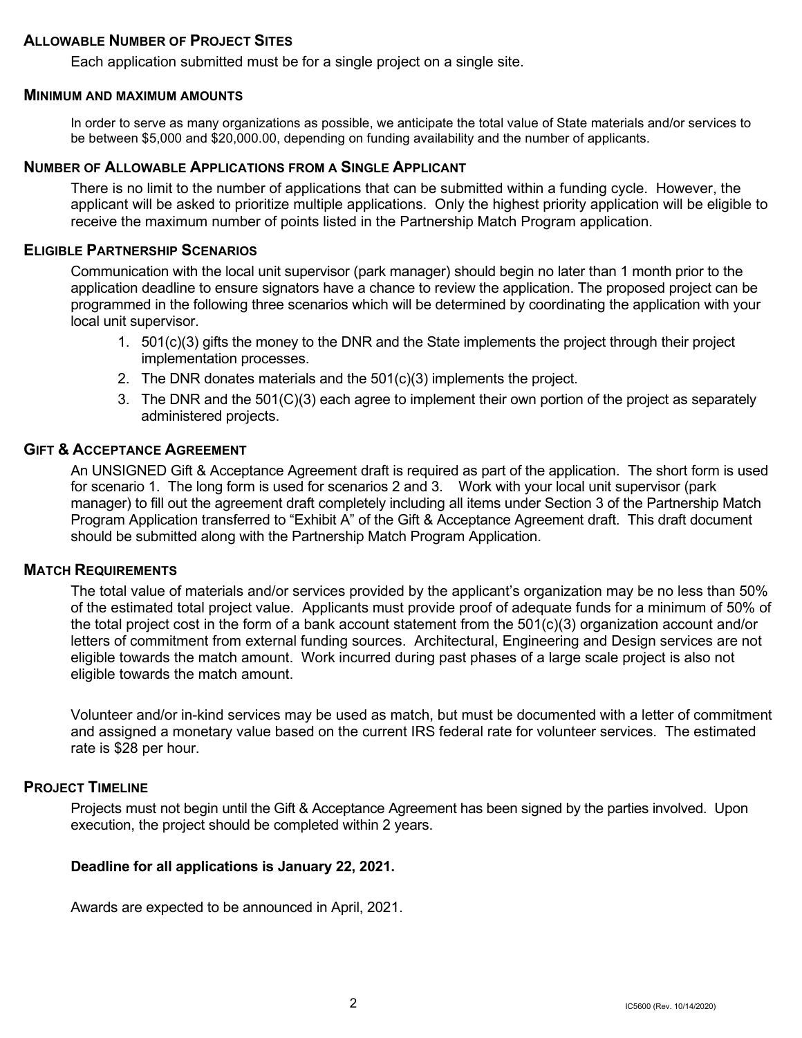### Allowable Number of Project Sites

Each application submitted must be for a single project on a single site.

### Minimum and Maximum Amounts

In order to serve as many organizations as possible, we anticipate the total value of State materials and/or services to be between $5,000 and $20,000.00, depending on funding availability and the number of applicants.

### Number of Allowable Applications from a Single Applicant

There is no limit to the number of applications that can be submitted within a funding cycle. However, the applicant will be asked to prioritize multiple applications. Only the highest priority application will be eligible to receive the maximum number of points listed in the Partnership Match Program application.

### Eligible Partnership Scenarios

Communication with the local unit supervisor (park manager) should begin no later than 1 month prior to the application deadline to ensure signators have a chance to review the application. The proposed project can be programmed in the following three scenarios which will be determined by coordinating the application with your local unit supervisor.

1. 501(c)(3) gifts the money to the DNR and the State implements the project through their project implementation processes.
2. The DNR donates materials and the 501(c)(3) implements the project.
3. The DNR and the 501(C)(3) each agree to implement their own portion of the project as separately administered projects.

### Gift & Acceptance Agreement

An UNSIGNED Gift & Acceptance Agreement draft is required as part of the application. The short form is used for scenario 1. The long form is used for scenarios 2 and 3. Work with your local unit supervisor (park manager) to fill out the agreement draft completely including all items under Section 3 of the Partnership Match Program Application transferred to "Exhibit A" of the Gift & Acceptance Agreement draft. This draft document should be submitted along with the Partnership Match Program Application.

### Match Requirements

The total value of materials and/or services provided by the applicant's organization may be no less than 50% of the estimated total project value. Applicants must provide proof of adequate funds for a minimum of 50% of the total project cost in the form of a bank account statement from the 501(c)(3) organization account and/or letters of commitment from external funding sources. Architectural, Engineering and Design services are not eligible towards the match amount. Work incurred during past phases of a large scale project is also not eligible towards the match amount.

Volunteer and/or in-kind services may be used as match, but must be documented with a letter of commitment and assigned a monetary value based on the current IRS federal rate for volunteer services. The estimated rate is $28 per hour.

### Project Timeline

Projects must not begin until the Gift & Acceptance Agreement has been signed by the parties involved. Upon execution, the project should be completed within 2 years.

**Deadline for all applications is January 22, 2021.**

Awards are expected to be announced in April, 2021.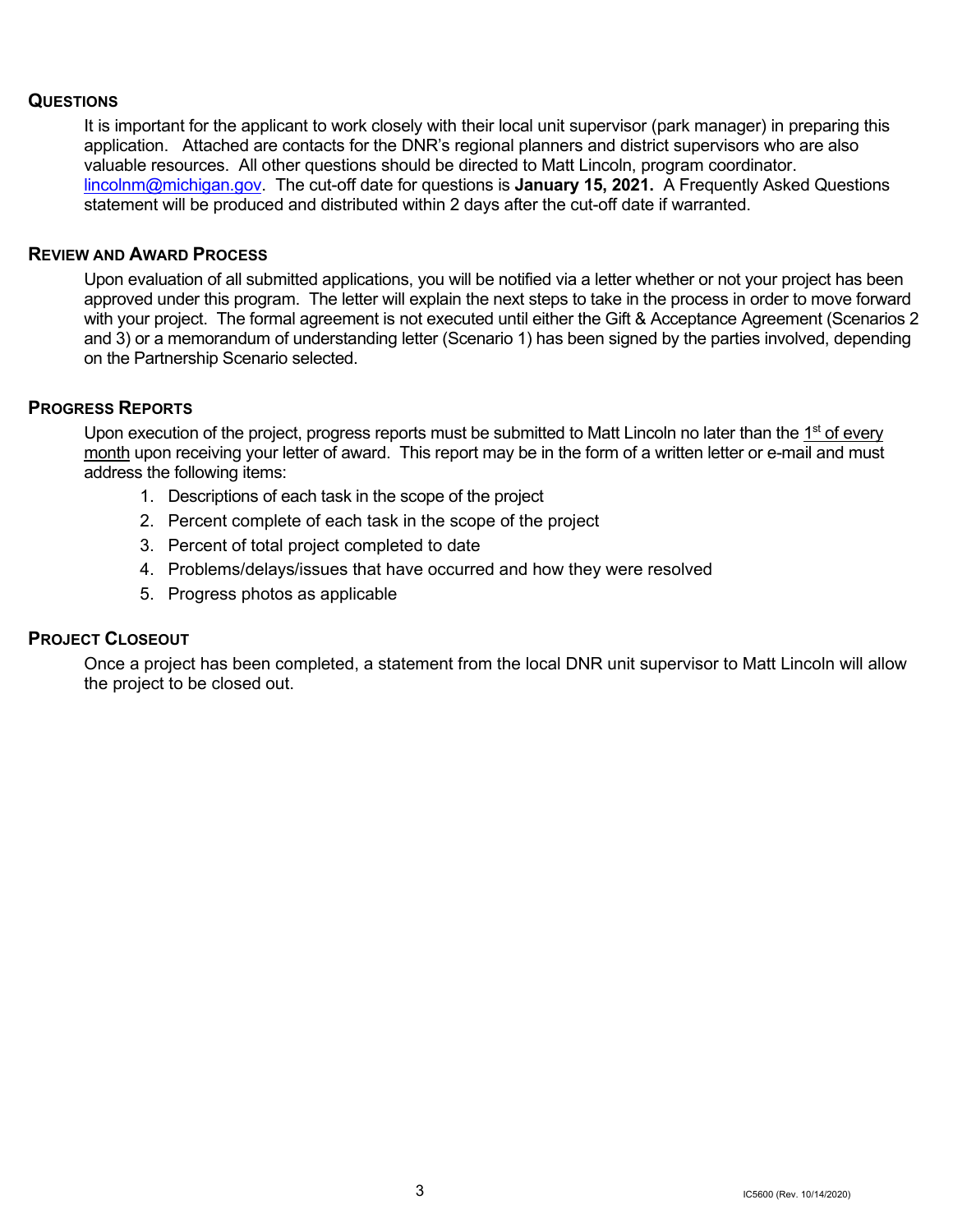## Questions

It is important for the applicant to work closely with their local unit supervisor (park manager) in preparing this application. Attached are contacts for the DNR's regional planners and district supervisors who are also valuable resources. All other questions should be directed to Matt Lincoln, program coordinator. lincolnm@michigan.gov. The cut-off date for questions is **January 15, 2021.** A Frequently Asked Questions statement will be produced and distributed within 2 days after the cut-off date if warranted.

## Review and Award Process

Upon evaluation of all submitted applications, you will be notified via a letter whether or not your project has been approved under this program. The letter will explain the next steps to take in the process in order to move forward with your project. The formal agreement is not executed until either the Gift & Acceptance Agreement (Scenarios 2 and 3) or a memorandum of understanding letter (Scenario 1) has been signed by the parties involved, depending on the Partnership Scenario selected.

## Progress Reports

Upon execution of the project, progress reports must be submitted to Matt Lincoln no later than the 1st of every month upon receiving your letter of award. This report may be in the form of a written letter or e-mail and must address the following items:

1. Descriptions of each task in the scope of the project
2. Percent complete of each task in the scope of the project
3. Percent of total project completed to date
4. Problems/delays/issues that have occurred and how they were resolved
5. Progress photos as applicable

## Project Closeout

Once a project has been completed, a statement from the local DNR unit supervisor to Matt Lincoln will allow the project to be closed out.